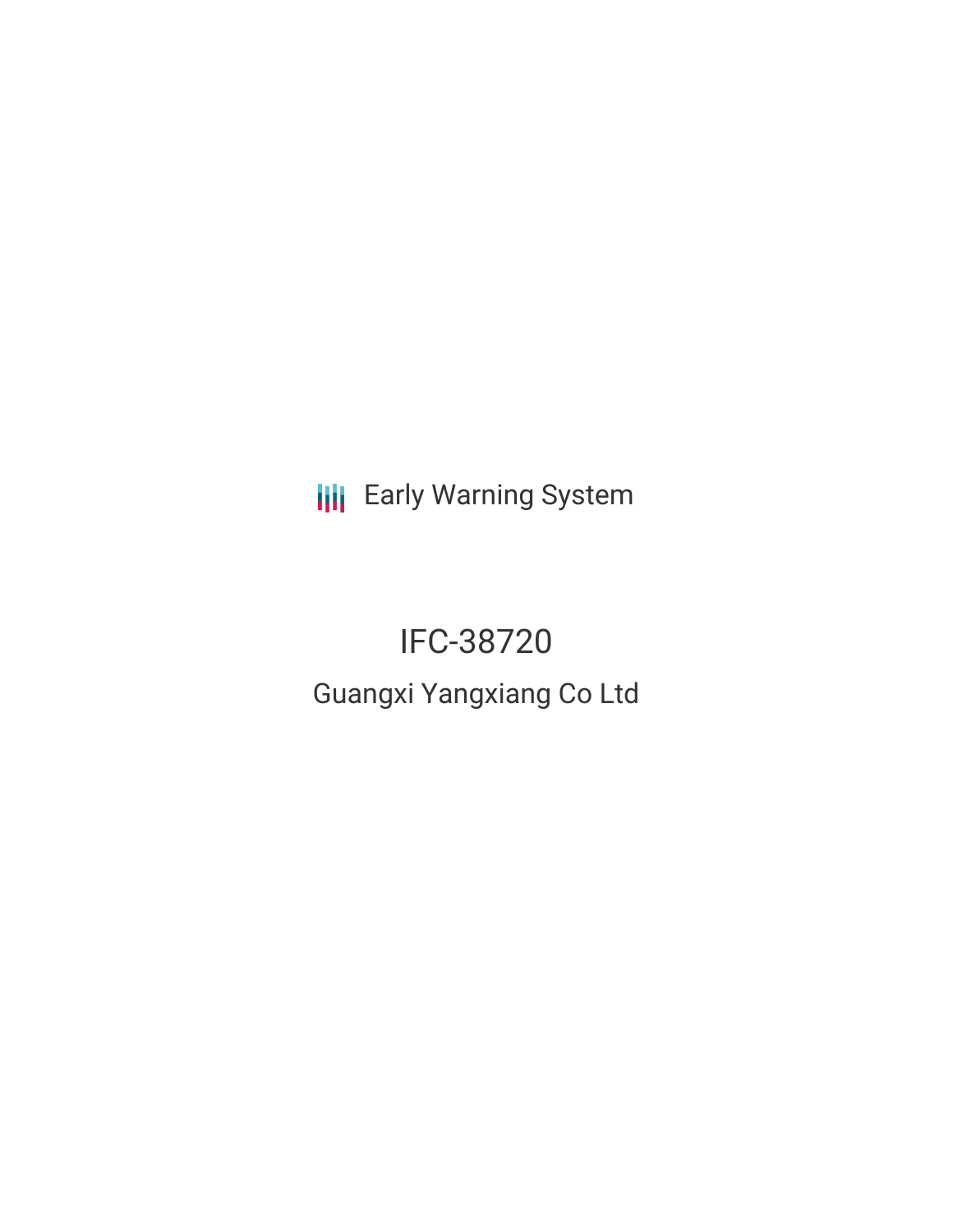Early Warning System

# IFC-38720

## Guangxi Yangxiang Co Ltd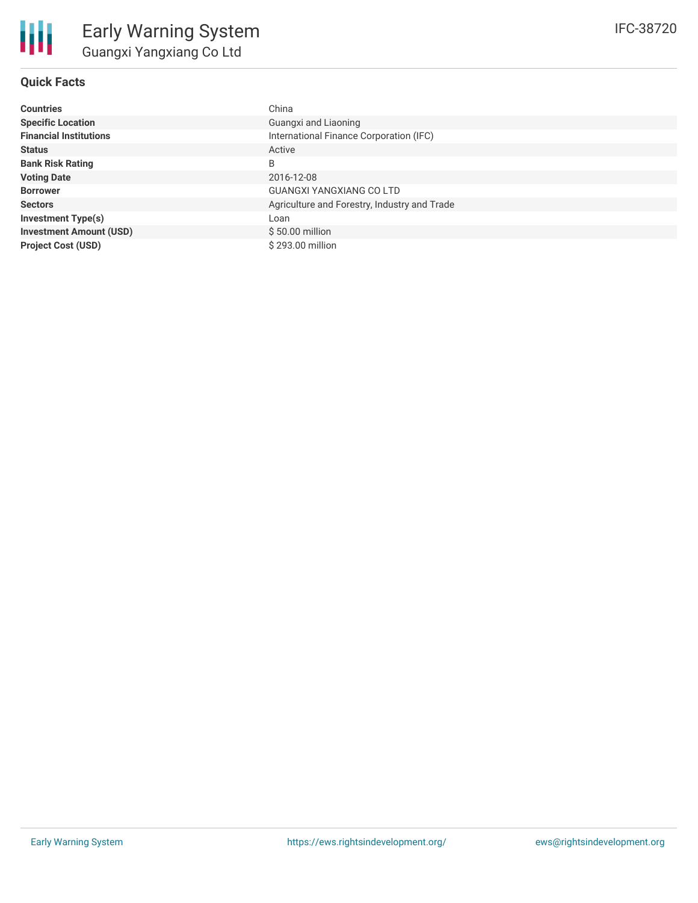# Early Warning System

## Guangxi Yangxiang Co Ltd

IFC-38720

### Quick Facts

| | |
|---|---|
| **Countries** | China |
| **Specific Location** | Guangxi and Liaoning |
| **Financial Institutions** | International Finance Corporation (IFC) |
| **Status** | Active |
| **Bank Risk Rating** | B |
| **Voting Date** | 2016-12-08 |
| **Borrower** | GUANGXI YANGXIANG CO LTD |
| **Sectors** | Agriculture and Forestry, Industry and Trade |
| **Investment Type(s)** | Loan |
| **Investment Amount (USD)** | $ 50.00 million |
| **Project Cost (USD)** | $ 293.00 million |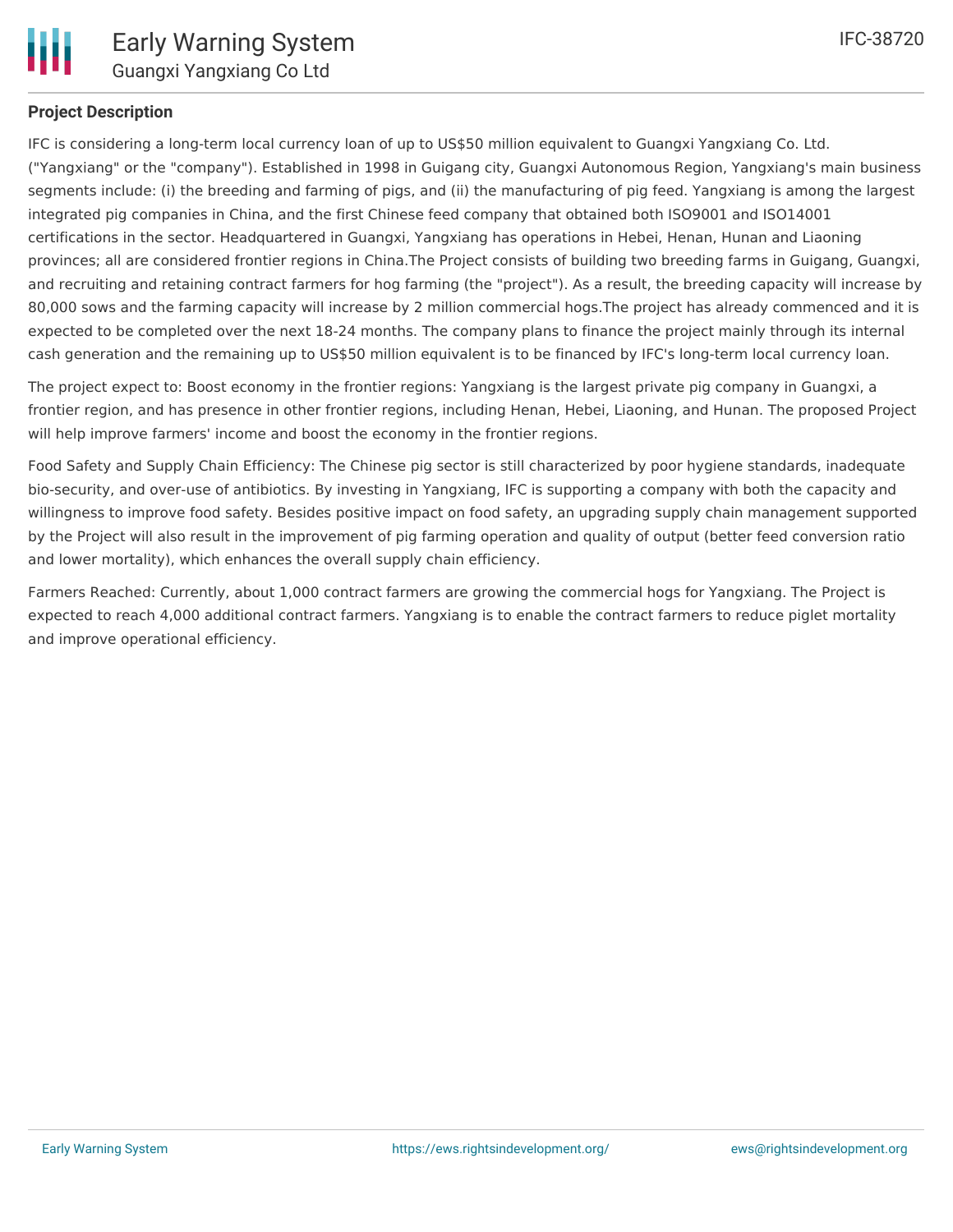## Project Description

IFC is considering a long-term local currency loan of up to US$50 million equivalent to Guangxi Yangxiang Co. Ltd. ("Yangxiang" or the "company"). Established in 1998 in Guigang city, Guangxi Autonomous Region, Yangxiang's main business segments include: (i) the breeding and farming of pigs, and (ii) the manufacturing of pig feed. Yangxiang is among the largest integrated pig companies in China, and the first Chinese feed company that obtained both ISO9001 and ISO14001 certifications in the sector. Headquartered in Guangxi, Yangxiang has operations in Hebei, Henan, Hunan and Liaoning provinces; all are considered frontier regions in China.The Project consists of building two breeding farms in Guigang, Guangxi, and recruiting and retaining contract farmers for hog farming (the "project"). As a result, the breeding capacity will increase by 80,000 sows and the farming capacity will increase by 2 million commercial hogs.The project has already commenced and it is expected to be completed over the next 18-24 months. The company plans to finance the project mainly through its internal cash generation and the remaining up to US$50 million equivalent is to be financed by IFC's long-term local currency loan.

The project expect to: Boost economy in the frontier regions: Yangxiang is the largest private pig company in Guangxi, a frontier region, and has presence in other frontier regions, including Henan, Hebei, Liaoning, and Hunan. The proposed Project will help improve farmers' income and boost the economy in the frontier regions.

Food Safety and Supply Chain Efficiency: The Chinese pig sector is still characterized by poor hygiene standards, inadequate bio-security, and over-use of antibiotics. By investing in Yangxiang, IFC is supporting a company with both the capacity and willingness to improve food safety. Besides positive impact on food safety, an upgrading supply chain management supported by the Project will also result in the improvement of pig farming operation and quality of output (better feed conversion ratio and lower mortality), which enhances the overall supply chain efficiency.

Farmers Reached: Currently, about 1,000 contract farmers are growing the commercial hogs for Yangxiang. The Project is expected to reach 4,000 additional contract farmers. Yangxiang is to enable the contract farmers to reduce piglet mortality and improve operational efficiency.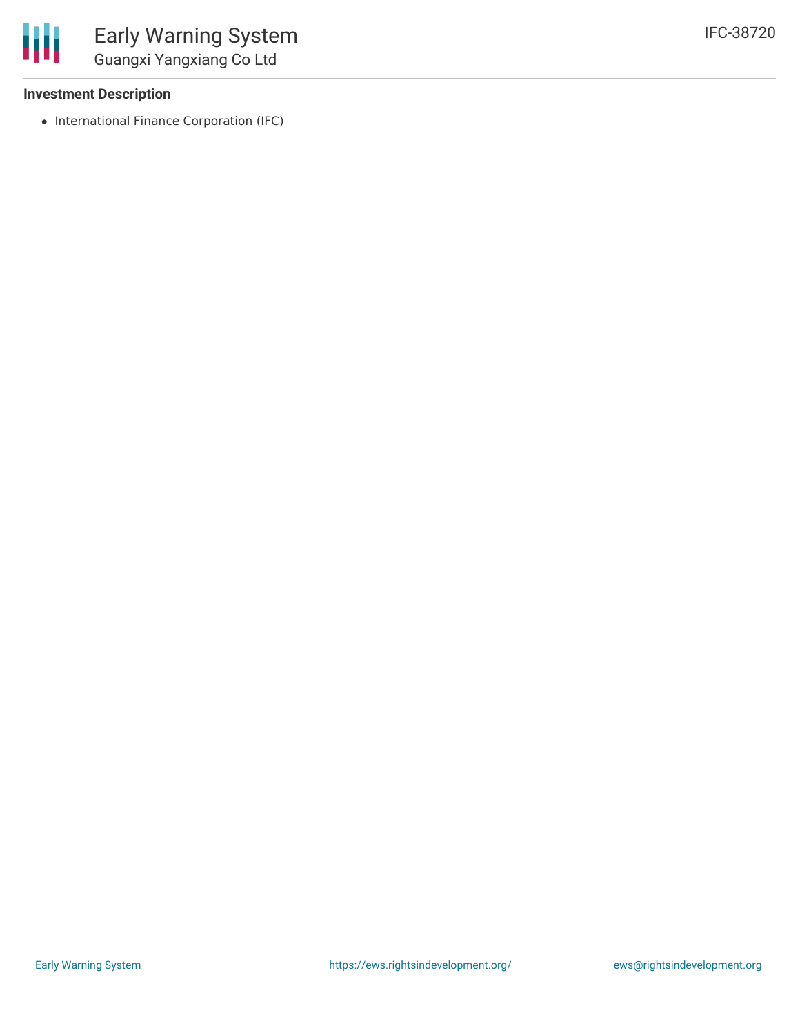**Investment Description**

- International Finance Corporation (IFC)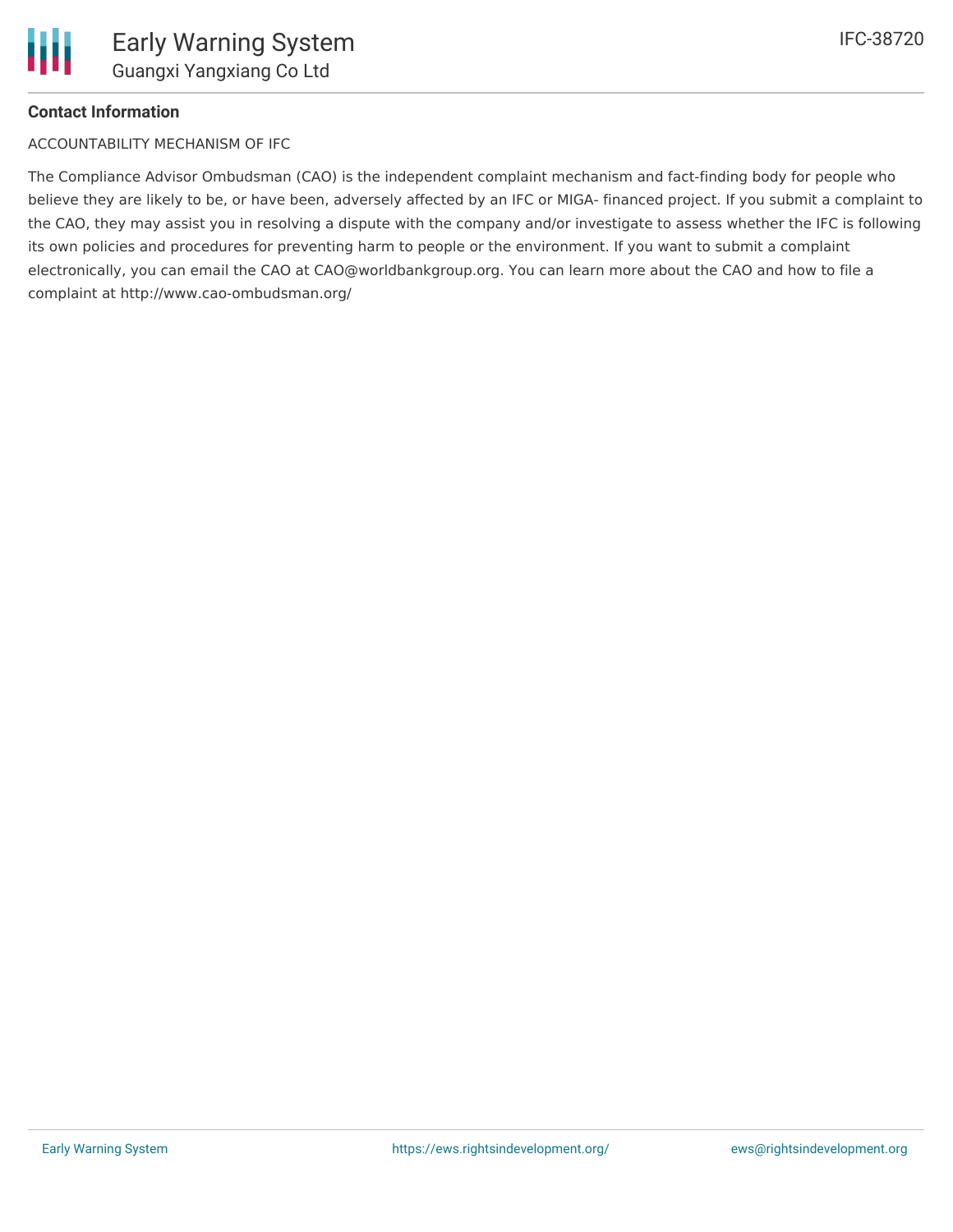**Contact Information**

ACCOUNTABILITY MECHANISM OF IFC

The Compliance Advisor Ombudsman (CAO) is the independent complaint mechanism and fact-finding body for people who believe they are likely to be, or have been, adversely affected by an IFC or MIGA- financed project. If you submit a complaint to the CAO, they may assist you in resolving a dispute with the company and/or investigate to assess whether the IFC is following its own policies and procedures for preventing harm to people or the environment. If you want to submit a complaint electronically, you can email the CAO at CAO@worldbankgroup.org. You can learn more about the CAO and how to file a complaint at http://www.cao-ombudsman.org/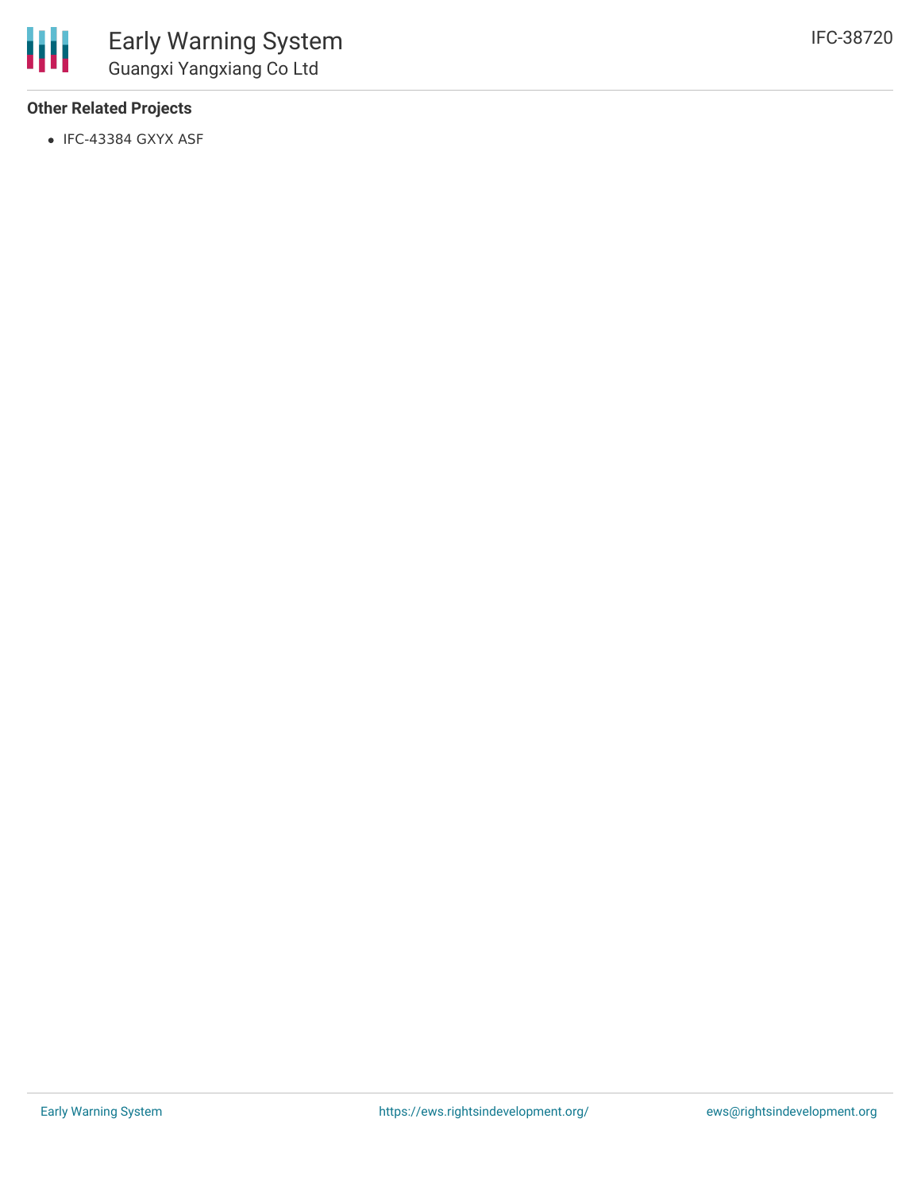### Other Related Projects

- IFC-43384 GXYX ASF